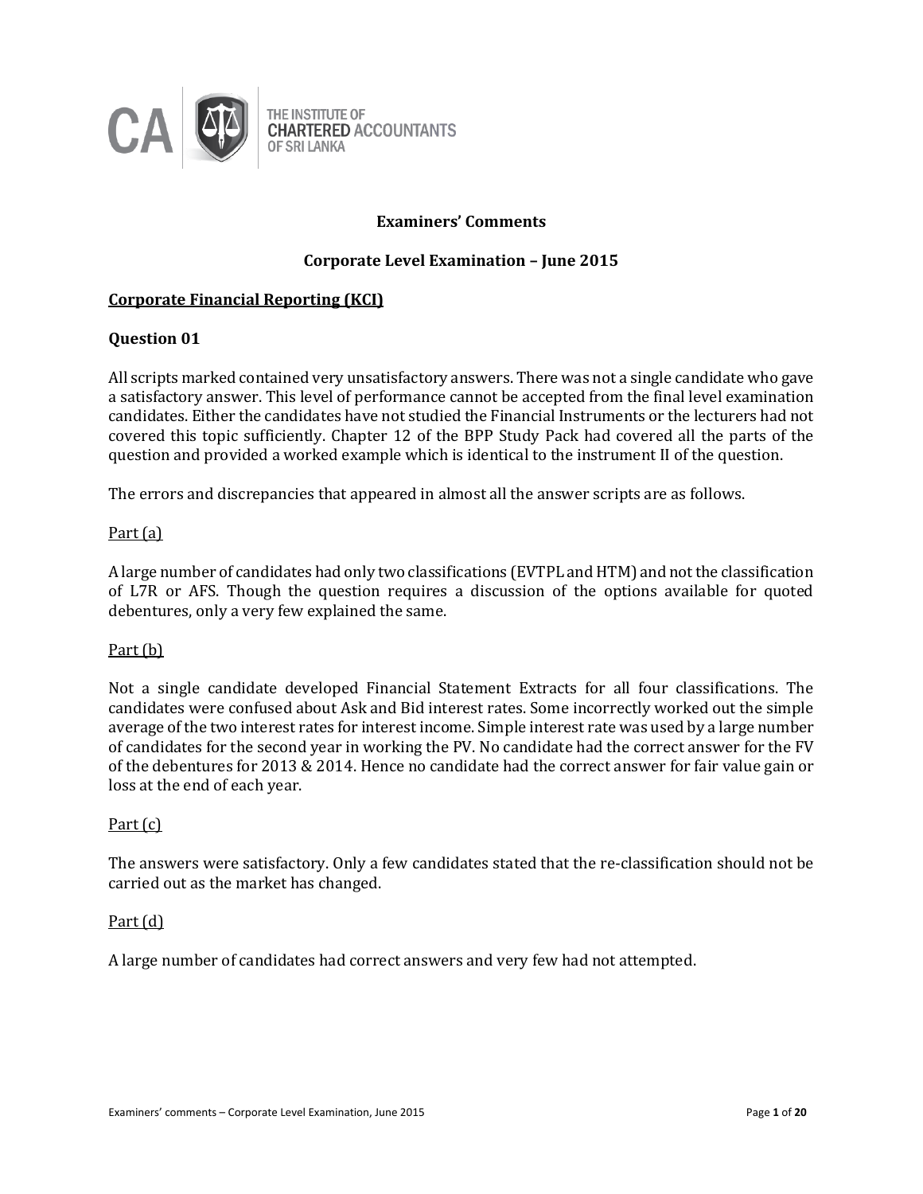# Examiners' Comments

## Corporate Level Examination – June 2015

### Corporate Financial Reporting (KCI)

### Question 01

All scripts marked contained very unsatisfactory answers. There was not a single candidate who gave a satisfactory answer. This level of performance cannot be accepted from the final level examination candidates. Either the candidates have not studied the Financial Instruments or the lecturers had not covered this topic sufficiently. Chapter 12 of the BPP Study Pack had covered all the parts of the question and provided a worked example which is identical to the instrument II of the question.

The errors and discrepancies that appeared in almost all the answer scripts are as follows.

Part (a)

A large number of candidates had only two classifications (EVTPL and HTM) and not the classification of L7R or AFS. Though the question requires a discussion of the options available for quoted debentures, only a very few explained the same.

Part (b)

Not a single candidate developed Financial Statement Extracts for all four classifications. The candidates were confused about Ask and Bid interest rates. Some incorrectly worked out the simple average of the two interest rates for interest income. Simple interest rate was used by a large number of candidates for the second year in working the PV. No candidate had the correct answer for the FV of the debentures for 2013 & 2014. Hence no candidate had the correct answer for fair value gain or loss at the end of each year.

Part (c)

The answers were satisfactory. Only a few candidates stated that the re-classification should not be carried out as the market has changed.

Part (d)

A large number of candidates had correct answers and very few had not attempted.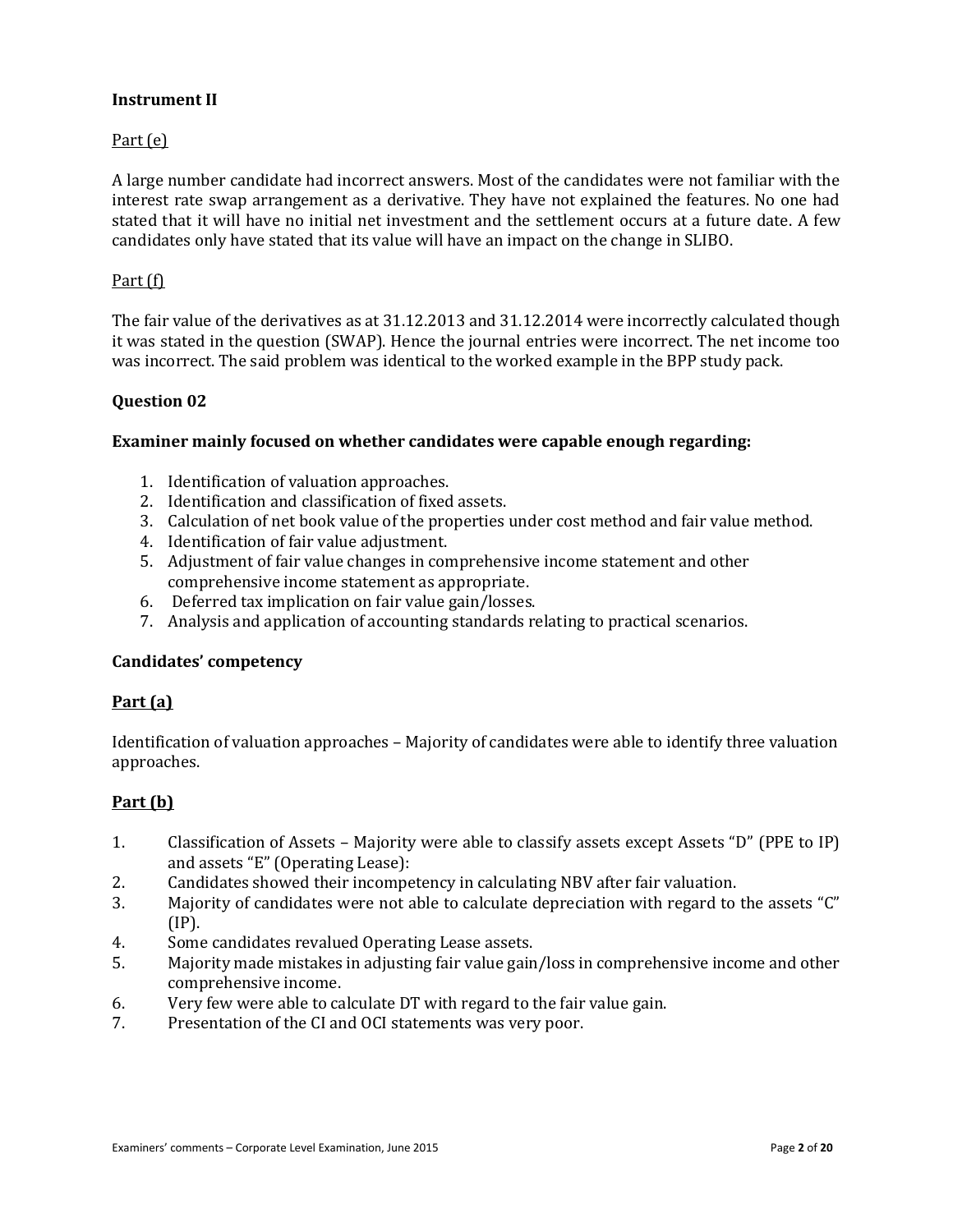**Instrument II**

Part (e)

A large number candidate had incorrect answers. Most of the candidates were not familiar with the interest rate swap arrangement as a derivative. They have not explained the features. No one had stated that it will have no initial net investment and the settlement occurs at a future date. A few candidates only have stated that its value will have an impact on the change in SLIBO.

Part (f)

The fair value of the derivatives as at 31.12.2013 and 31.12.2014 were incorrectly calculated though it was stated in the question (SWAP). Hence the journal entries were incorrect. The net income too was incorrect. The said problem was identical to the worked example in the BPP study pack.

**Question 02**

**Examiner mainly focused on whether candidates were capable enough regarding:**

1. Identification of valuation approaches.
2. Identification and classification of fixed assets.
3. Calculation of net book value of the properties under cost method and fair value method.
4. Identification of fair value adjustment.
5. Adjustment of fair value changes in comprehensive income statement and other comprehensive income statement as appropriate.
6. Deferred tax implication on fair value gain/losses.
7. Analysis and application of accounting standards relating to practical scenarios.

**Candidates' competency**

**Part (a)**

Identification of valuation approaches – Majority of candidates were able to identify three valuation approaches.

**Part (b)**

1. Classification of Assets – Majority were able to classify assets except Assets "D" (PPE to IP) and assets "E" (Operating Lease):
2. Candidates showed their incompetency in calculating NBV after fair valuation.
3. Majority of candidates were not able to calculate depreciation with regard to the assets "C" (IP).
4. Some candidates revalued Operating Lease assets.
5. Majority made mistakes in adjusting fair value gain/loss in comprehensive income and other comprehensive income.
6. Very few were able to calculate DT with regard to the fair value gain.
7. Presentation of the CI and OCI statements was very poor.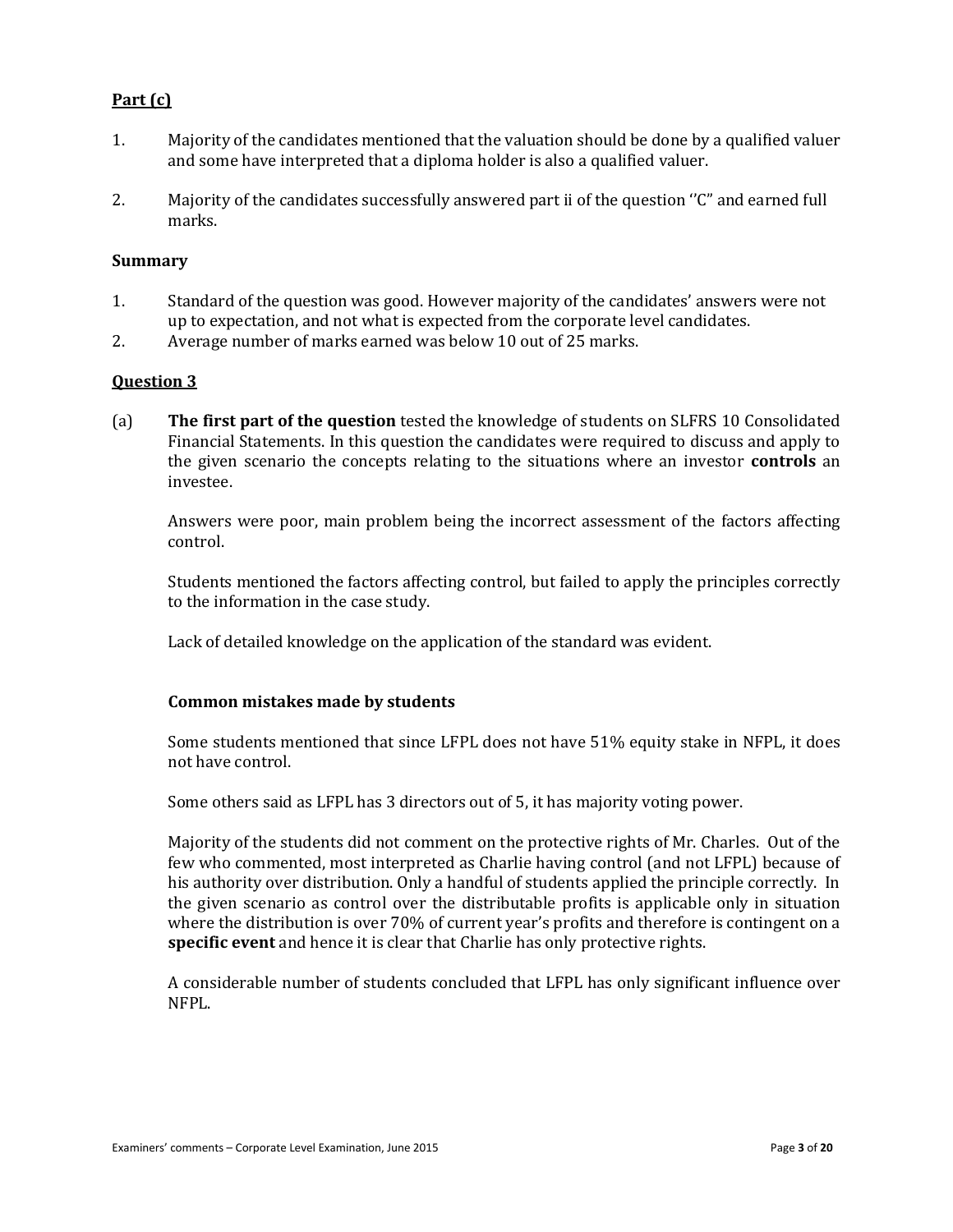**Part (c)**

1. Majority of the candidates mentioned that the valuation should be done by a qualified valuer and some have interpreted that a diploma holder is also a qualified valuer.

2. Majority of the candidates successfully answered part ii of the question ''C" and earned full marks.

**Summary**

1. Standard of the question was good. However majority of the candidates' answers were not up to expectation, and not what is expected from the corporate level candidates.
2. Average number of marks earned was below 10 out of 25 marks.

**Question 3**

(a) **The first part of the question** tested the knowledge of students on SLFRS 10 Consolidated Financial Statements. In this question the candidates were required to discuss and apply to the given scenario the concepts relating to the situations where an investor **controls** an investee.

Answers were poor, main problem being the incorrect assessment of the factors affecting control.

Students mentioned the factors affecting control, but failed to apply the principles correctly to the information in the case study.

Lack of detailed knowledge on the application of the standard was evident.

**Common mistakes made by students**

Some students mentioned that since LFPL does not have 51% equity stake in NFPL, it does not have control.

Some others said as LFPL has 3 directors out of 5, it has majority voting power.

Majority of the students did not comment on the protective rights of Mr. Charles. Out of the few who commented, most interpreted as Charlie having control (and not LFPL) because of his authority over distribution. Only a handful of students applied the principle correctly. In the given scenario as control over the distributable profits is applicable only in situation where the distribution is over 70% of current year's profits and therefore is contingent on a **specific event** and hence it is clear that Charlie has only protective rights.

A considerable number of students concluded that LFPL has only significant influence over NFPL.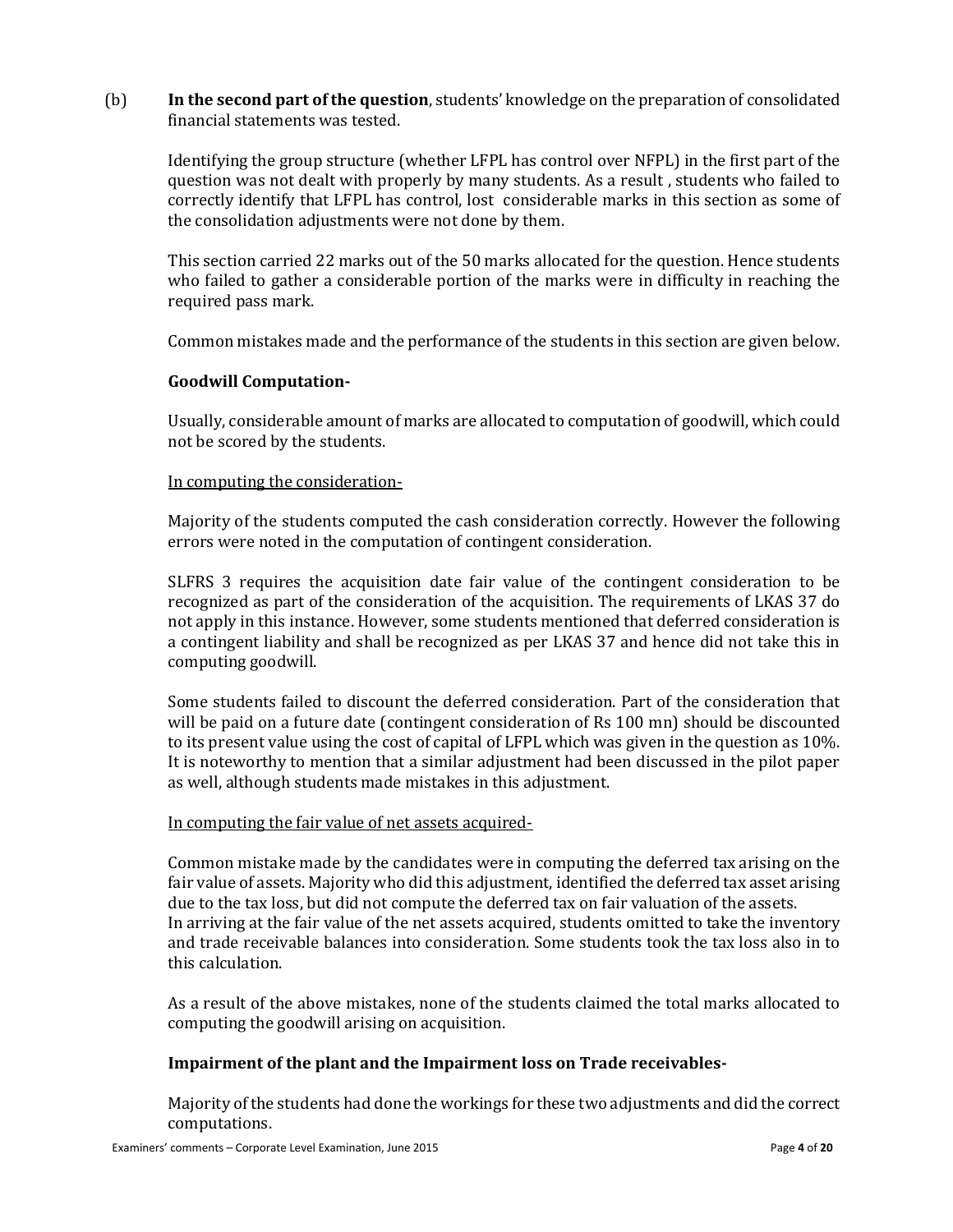(b) **In the second part of the question**, students' knowledge on the preparation of consolidated financial statements was tested.

Identifying the group structure (whether LFPL has control over NFPL) in the first part of the question was not dealt with properly by many students. As a result , students who failed to correctly identify that LFPL has control, lost considerable marks in this section as some of the consolidation adjustments were not done by them.

This section carried 22 marks out of the 50 marks allocated for the question. Hence students who failed to gather a considerable portion of the marks were in difficulty in reaching the required pass mark.

Common mistakes made and the performance of the students in this section are given below.

**Goodwill Computation-**

Usually, considerable amount of marks are allocated to computation of goodwill, which could not be scored by the students.

<u>In computing the consideration-</u>

Majority of the students computed the cash consideration correctly. However the following errors were noted in the computation of contingent consideration.

SLFRS 3 requires the acquisition date fair value of the contingent consideration to be recognized as part of the consideration of the acquisition. The requirements of LKAS 37 do not apply in this instance. However, some students mentioned that deferred consideration is a contingent liability and shall be recognized as per LKAS 37 and hence did not take this in computing goodwill.

Some students failed to discount the deferred consideration. Part of the consideration that will be paid on a future date (contingent consideration of Rs 100 mn) should be discounted to its present value using the cost of capital of LFPL which was given in the question as 10%. It is noteworthy to mention that a similar adjustment had been discussed in the pilot paper as well, although students made mistakes in this adjustment.

<u>In computing the fair value of net assets acquired-</u>

Common mistake made by the candidates were in computing the deferred tax arising on the fair value of assets. Majority who did this adjustment, identified the deferred tax asset arising due to the tax loss, but did not compute the deferred tax on fair valuation of the assets.
In arriving at the fair value of the net assets acquired, students omitted to take the inventory and trade receivable balances into consideration. Some students took the tax loss also in to this calculation.

As a result of the above mistakes, none of the students claimed the total marks allocated to computing the goodwill arising on acquisition.

**Impairment of the plant and the Impairment loss on Trade receivables-**

Majority of the students had done the workings for these two adjustments and did the correct computations.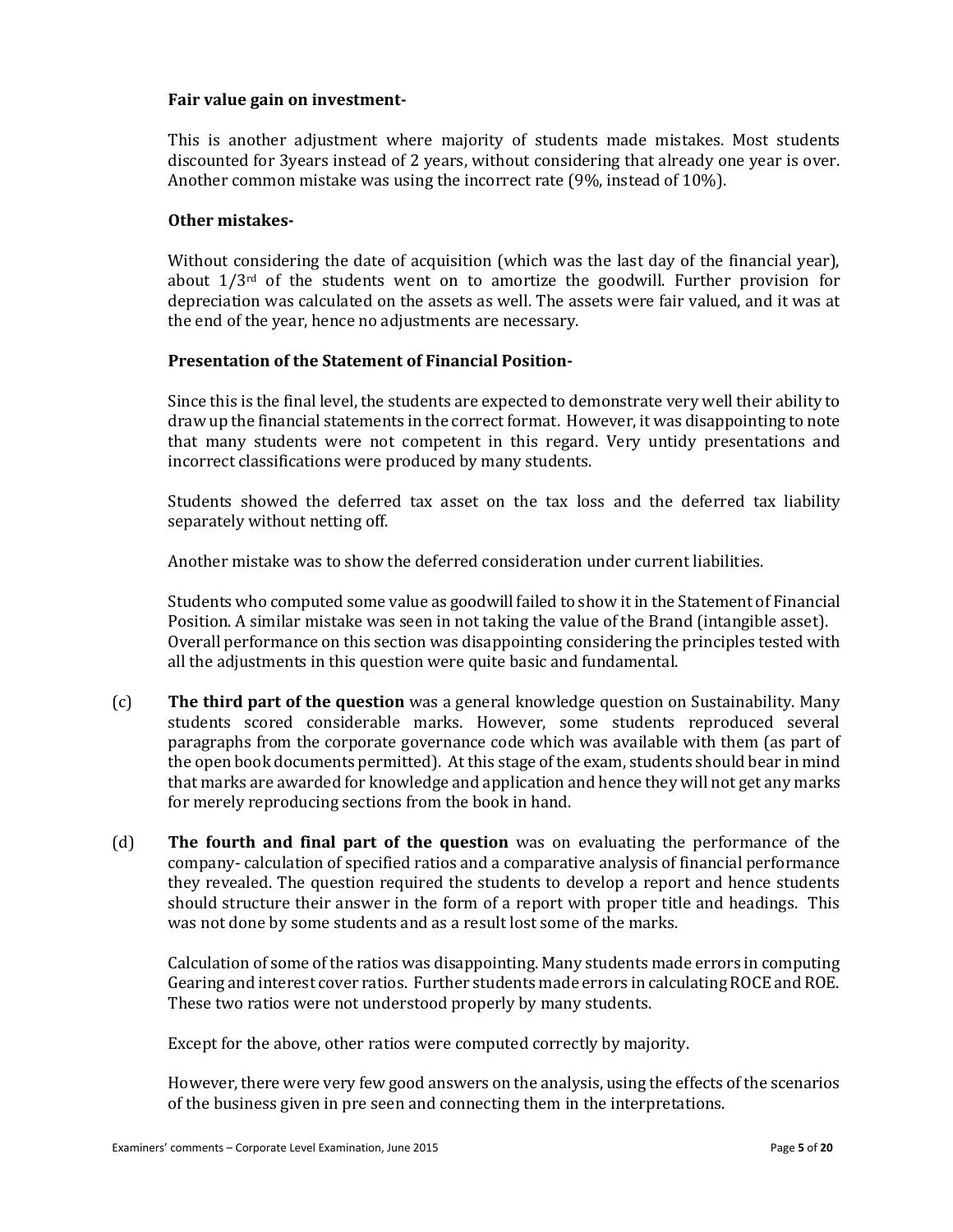**Fair value gain on investment-**

This is another adjustment where majority of students made mistakes. Most students discounted for 3years instead of 2 years, without considering that already one year is over. Another common mistake was using the incorrect rate (9%, instead of 10%).

**Other mistakes-**

Without considering the date of acquisition (which was the last day of the financial year), about 1/3rd of the students went on to amortize the goodwill. Further provision for depreciation was calculated on the assets as well. The assets were fair valued, and it was at the end of the year, hence no adjustments are necessary.

**Presentation of the Statement of Financial Position-**

Since this is the final level, the students are expected to demonstrate very well their ability to draw up the financial statements in the correct format. However, it was disappointing to note that many students were not competent in this regard. Very untidy presentations and incorrect classifications were produced by many students.

Students showed the deferred tax asset on the tax loss and the deferred tax liability separately without netting off.

Another mistake was to show the deferred consideration under current liabilities.

Students who computed some value as goodwill failed to show it in the Statement of Financial Position. A similar mistake was seen in not taking the value of the Brand (intangible asset). Overall performance on this section was disappointing considering the principles tested with all the adjustments in this question were quite basic and fundamental.

(c) **The third part of the question** was a general knowledge question on Sustainability. Many students scored considerable marks. However, some students reproduced several paragraphs from the corporate governance code which was available with them (as part of the open book documents permitted). At this stage of the exam, students should bear in mind that marks are awarded for knowledge and application and hence they will not get any marks for merely reproducing sections from the book in hand.

(d) **The fourth and final part of the question** was on evaluating the performance of the company- calculation of specified ratios and a comparative analysis of financial performance they revealed. The question required the students to develop a report and hence students should structure their answer in the form of a report with proper title and headings. This was not done by some students and as a result lost some of the marks.

Calculation of some of the ratios was disappointing. Many students made errors in computing Gearing and interest cover ratios. Further students made errors in calculating ROCE and ROE. These two ratios were not understood properly by many students.

Except for the above, other ratios were computed correctly by majority.

However, there were very few good answers on the analysis, using the effects of the scenarios of the business given in pre seen and connecting them in the interpretations.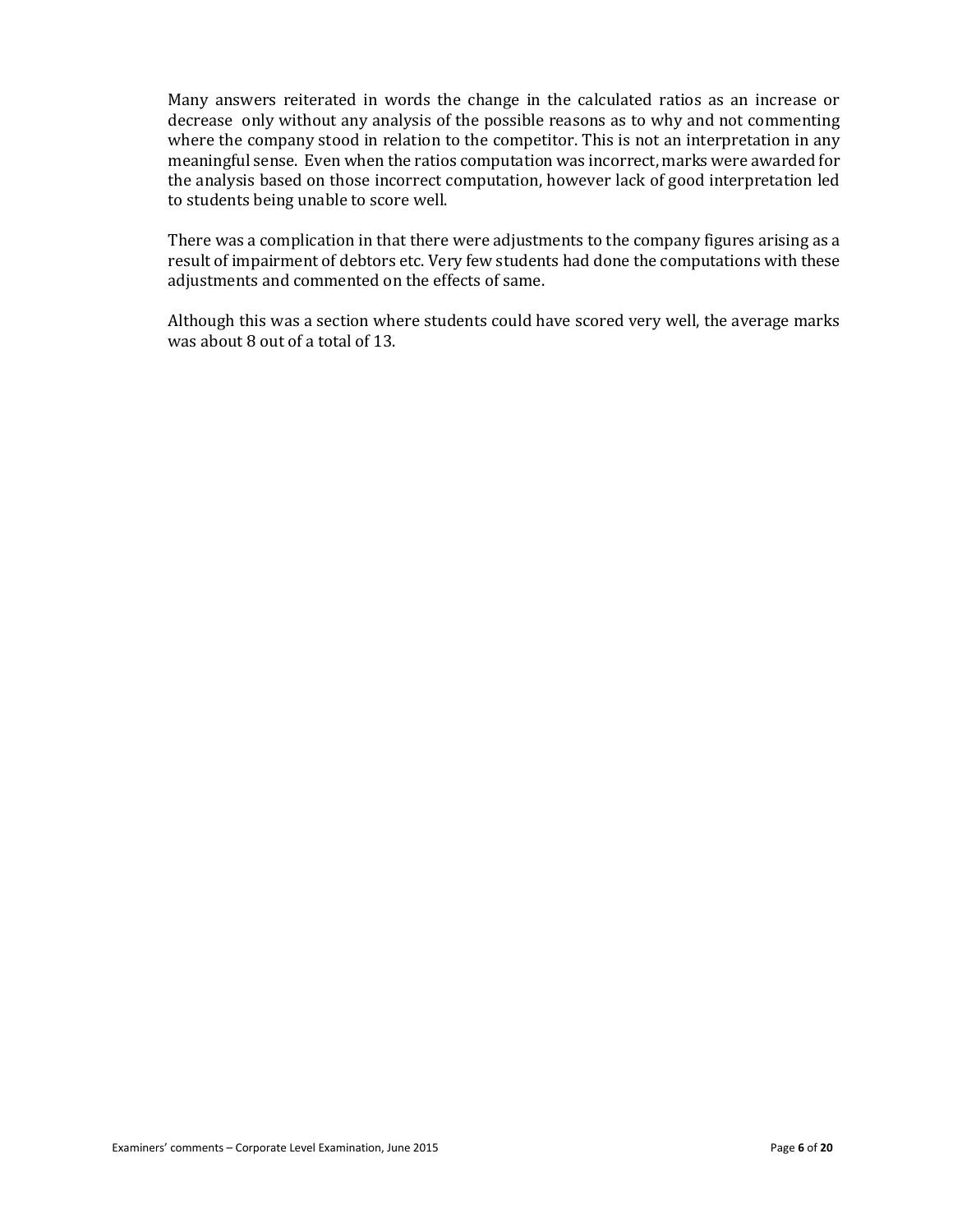Many answers reiterated in words the change in the calculated ratios as an increase or decrease only without any analysis of the possible reasons as to why and not commenting where the company stood in relation to the competitor. This is not an interpretation in any meaningful sense. Even when the ratios computation was incorrect, marks were awarded for the analysis based on those incorrect computation, however lack of good interpretation led to students being unable to score well.

There was a complication in that there were adjustments to the company figures arising as a result of impairment of debtors etc. Very few students had done the computations with these adjustments and commented on the effects of same.

Although this was a section where students could have scored very well, the average marks was about 8 out of a total of 13.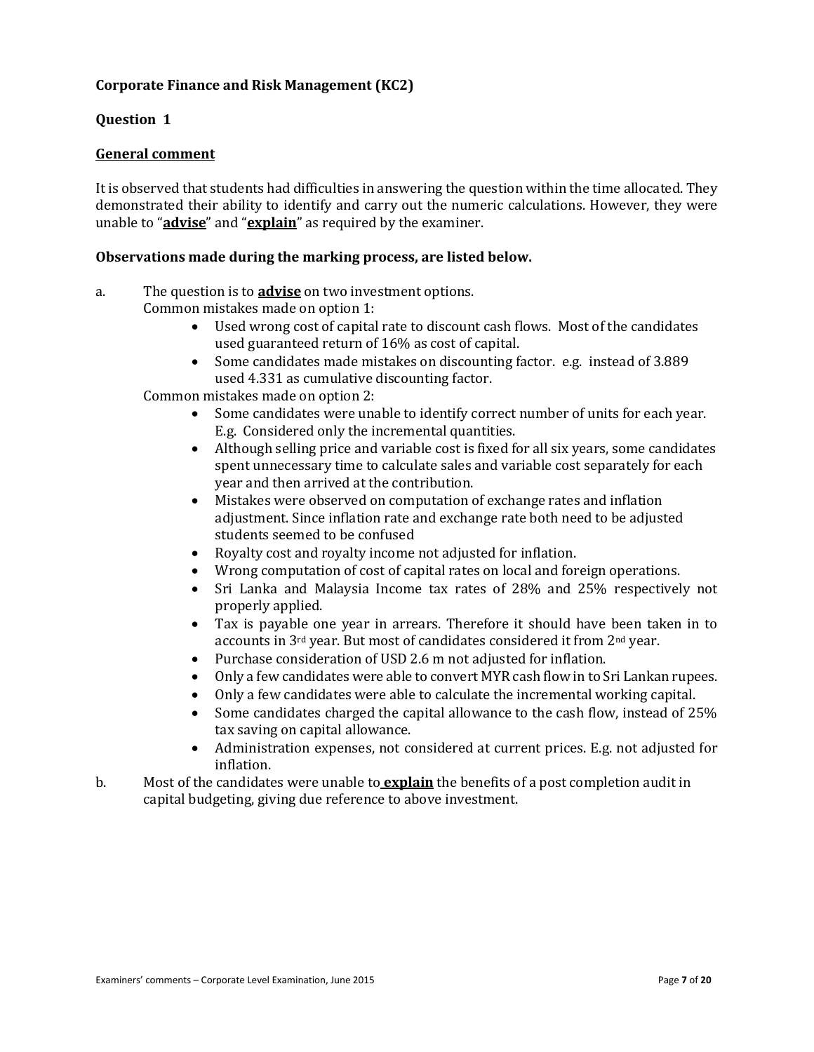**Corporate Finance and Risk Management (KC2)**

**Question 1**

**General comment**

It is observed that students had difficulties in answering the question within the time allocated. They demonstrated their ability to identify and carry out the numeric calculations. However, they were unable to "**advise**" and "**explain**" as required by the examiner.

**Observations made during the marking process, are listed below.**

a. The question is to **advise** on two investment options.
   Common mistakes made on option 1:
   - Used wrong cost of capital rate to discount cash flows. Most of the candidates used guaranteed return of 16% as cost of capital.
   - Some candidates made mistakes on discounting factor. e.g. instead of 3.889 used 4.331 as cumulative discounting factor.

   Common mistakes made on option 2:
   - Some candidates were unable to identify correct number of units for each year. E.g. Considered only the incremental quantities.
   - Although selling price and variable cost is fixed for all six years, some candidates spent unnecessary time to calculate sales and variable cost separately for each year and then arrived at the contribution.
   - Mistakes were observed on computation of exchange rates and inflation adjustment. Since inflation rate and exchange rate both need to be adjusted students seemed to be confused
   - Royalty cost and royalty income not adjusted for inflation.
   - Wrong computation of cost of capital rates on local and foreign operations.
   - Sri Lanka and Malaysia Income tax rates of 28% and 25% respectively not properly applied.
   - Tax is payable one year in arrears. Therefore it should have been taken in to accounts in 3rd year. But most of candidates considered it from 2nd year.
   - Purchase consideration of USD 2.6 m not adjusted for inflation.
   - Only a few candidates were able to convert MYR cash flow in to Sri Lankan rupees.
   - Only a few candidates were able to calculate the incremental working capital.
   - Some candidates charged the capital allowance to the cash flow, instead of 25% tax saving on capital allowance.
   - Administration expenses, not considered at current prices. E.g. not adjusted for inflation.

b. Most of the candidates were unable to **explain** the benefits of a post completion audit in capital budgeting, giving due reference to above investment.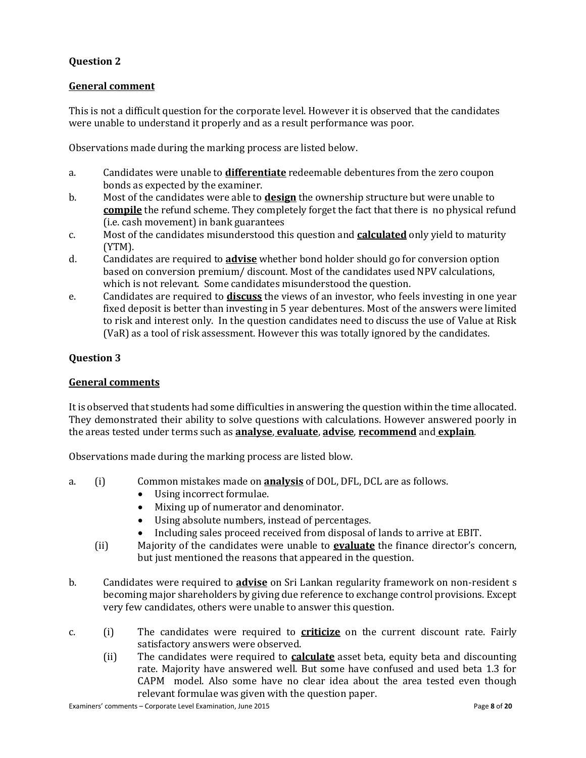### Question 2

**General comment**

This is not a difficult question for the corporate level. However it is observed that the candidates were unable to understand it properly and as a result performance was poor.

Observations made during the marking process are listed below.

a. Candidates were unable to **differentiate** redeemable debentures from the zero coupon bonds as expected by the examiner.

b. Most of the candidates were able to **design** the ownership structure but were unable to **compile** the refund scheme. They completely forget the fact that there is no physical refund (i.e. cash movement) in bank guarantees

c. Most of the candidates misunderstood this question and **calculated** only yield to maturity (YTM).

d. Candidates are required to **advise** whether bond holder should go for conversion option based on conversion premium/ discount. Most of the candidates used NPV calculations, which is not relevant. Some candidates misunderstood the question.

e. Candidates are required to **discuss** the views of an investor, who feels investing in one year fixed deposit is better than investing in 5 year debentures. Most of the answers were limited to risk and interest only. In the question candidates need to discuss the use of Value at Risk (VaR) as a tool of risk assessment. However this was totally ignored by the candidates.

### Question 3

**General comments**

It is observed that students had some difficulties in answering the question within the time allocated. They demonstrated their ability to solve questions with calculations. However answered poorly in the areas tested under terms such as **analyse**, **evaluate**, **advise**, **recommend** and **explain**.

Observations made during the marking process are listed blow.

a. (i) Common mistakes made on **analysis** of DOL, DFL, DCL are as follows.
- Using incorrect formulae.
- Mixing up of numerator and denominator.
- Using absolute numbers, instead of percentages.
- Including sales proceed received from disposal of lands to arrive at EBIT.

(ii) Majority of the candidates were unable to **evaluate** the finance director's concern, but just mentioned the reasons that appeared in the question.

b. Candidates were required to **advise** on Sri Lankan regularity framework on non-resident s becoming major shareholders by giving due reference to exchange control provisions. Except very few candidates, others were unable to answer this question.

c. (i) The candidates were required to **criticize** on the current discount rate. Fairly satisfactory answers were observed.

(ii) The candidates were required to **calculate** asset beta, equity beta and discounting rate. Majority have answered well. But some have confused and used beta 1.3 for CAPM model. Also some have no clear idea about the area tested even though relevant formulae was given with the question paper.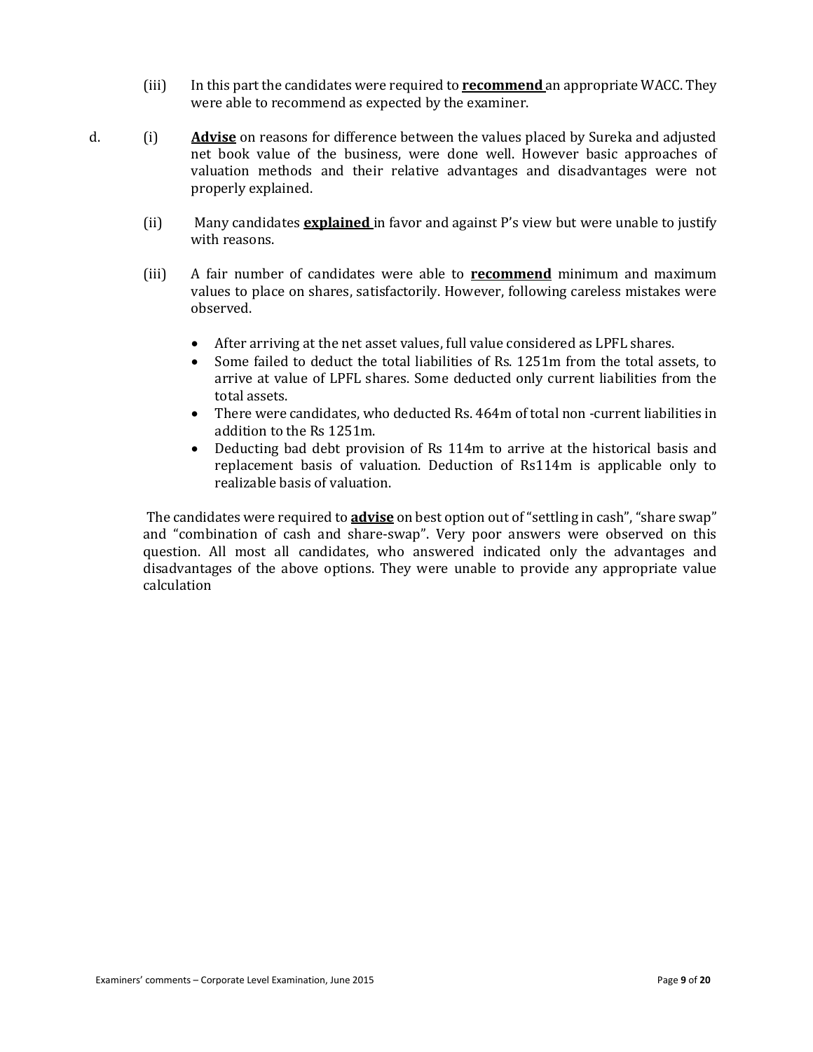(iii) In this part the candidates were required to **recommend** an appropriate WACC. They were able to recommend as expected by the examiner.

d. (i) **Advise** on reasons for difference between the values placed by Sureka and adjusted net book value of the business, were done well. However basic approaches of valuation methods and their relative advantages and disadvantages were not properly explained.

(ii) Many candidates **explained** in favor and against P's view but were unable to justify with reasons.

(iii) A fair number of candidates were able to **recommend** minimum and maximum values to place on shares, satisfactorily. However, following careless mistakes were observed.

- After arriving at the net asset values, full value considered as LPFL shares.
- Some failed to deduct the total liabilities of Rs. 1251m from the total assets, to arrive at value of LPFL shares. Some deducted only current liabilities from the total assets.
- There were candidates, who deducted Rs. 464m of total non -current liabilities in addition to the Rs 1251m.
- Deducting bad debt provision of Rs 114m to arrive at the historical basis and replacement basis of valuation. Deduction of Rs114m is applicable only to realizable basis of valuation.

The candidates were required to **advise** on best option out of "settling in cash", "share swap" and "combination of cash and share-swap". Very poor answers were observed on this question. All most all candidates, who answered indicated only the advantages and disadvantages of the above options. They were unable to provide any appropriate value calculation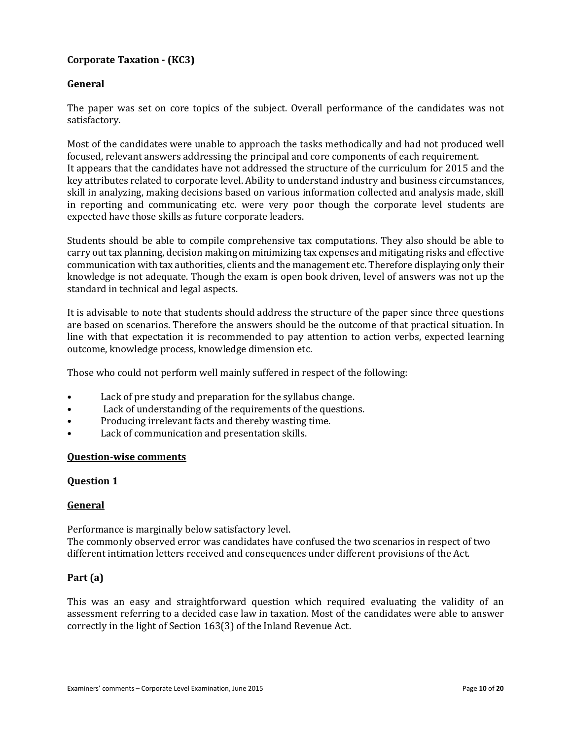## Corporate Taxation - (KC3)

### General

The paper was set on core topics of the subject. Overall performance of the candidates was not satisfactory.

Most of the candidates were unable to approach the tasks methodically and had not produced well focused, relevant answers addressing the principal and core components of each requirement. It appears that the candidates have not addressed the structure of the curriculum for 2015 and the key attributes related to corporate level. Ability to understand industry and business circumstances, skill in analyzing, making decisions based on various information collected and analysis made, skill in reporting and communicating etc. were very poor though the corporate level students are expected have those skills as future corporate leaders.

Students should be able to compile comprehensive tax computations. They also should be able to carry out tax planning, decision making on minimizing tax expenses and mitigating risks and effective communication with tax authorities, clients and the management etc. Therefore displaying only their knowledge is not adequate. Though the exam is open book driven, level of answers was not up the standard in technical and legal aspects.

It is advisable to note that students should address the structure of the paper since three questions are based on scenarios. Therefore the answers should be the outcome of that practical situation. In line with that expectation it is recommended to pay attention to action verbs, expected learning outcome, knowledge process, knowledge dimension etc.

Those who could not perform well mainly suffered in respect of the following:

- Lack of pre study and preparation for the syllabus change.
- Lack of understanding of the requirements of the questions.
- Producing irrelevant facts and thereby wasting time.
- Lack of communication and presentation skills.

### Question-wise comments

### Question 1

#### General

Performance is marginally below satisfactory level.
The commonly observed error was candidates have confused the two scenarios in respect of two different intimation letters received and consequences under different provisions of the Act.

#### Part (a)

This was an easy and straightforward question which required evaluating the validity of an assessment referring to a decided case law in taxation. Most of the candidates were able to answer correctly in the light of Section 163(3) of the Inland Revenue Act.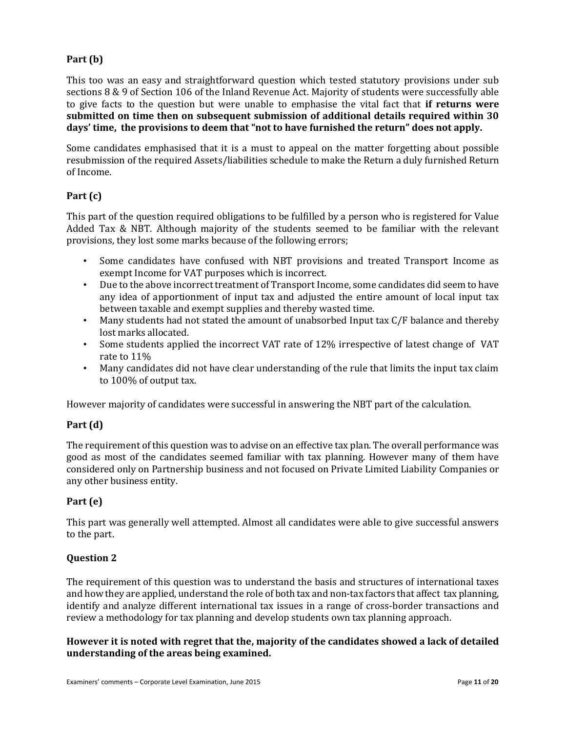### Part (b)

This too was an easy and straightforward question which tested statutory provisions under sub sections 8 & 9 of Section 106 of the Inland Revenue Act. Majority of students were successfully able to give facts to the question but were unable to emphasise the vital fact that **if returns were submitted on time then on subsequent submission of additional details required within 30 days' time, the provisions to deem that "not to have furnished the return" does not apply.**

Some candidates emphasised that it is a must to appeal on the matter forgetting about possible resubmission of the required Assets/liabilities schedule to make the Return a duly furnished Return of Income.

### Part (c)

This part of the question required obligations to be fulfilled by a person who is registered for Value Added Tax & NBT. Although majority of the students seemed to be familiar with the relevant provisions, they lost some marks because of the following errors;

- Some candidates have confused with NBT provisions and treated Transport Income as exempt Income for VAT purposes which is incorrect.
- Due to the above incorrect treatment of Transport Income, some candidates did seem to have any idea of apportionment of input tax and adjusted the entire amount of local input tax between taxable and exempt supplies and thereby wasted time.
- Many students had not stated the amount of unabsorbed Input tax C/F balance and thereby lost marks allocated.
- Some students applied the incorrect VAT rate of 12% irrespective of latest change of VAT rate to 11%
- Many candidates did not have clear understanding of the rule that limits the input tax claim to 100% of output tax.

However majority of candidates were successful in answering the NBT part of the calculation.

### Part (d)

The requirement of this question was to advise on an effective tax plan. The overall performance was good as most of the candidates seemed familiar with tax planning. However many of them have considered only on Partnership business and not focused on Private Limited Liability Companies or any other business entity.

### Part (e)

This part was generally well attempted. Almost all candidates were able to give successful answers to the part.

### Question 2

The requirement of this question was to understand the basis and structures of international taxes and how they are applied, understand the role of both tax and non-tax factors that affect tax planning, identify and analyze different international tax issues in a range of cross-border transactions and review a methodology for tax planning and develop students own tax planning approach.

**However it is noted with regret that the, majority of the candidates showed a lack of detailed understanding of the areas being examined.**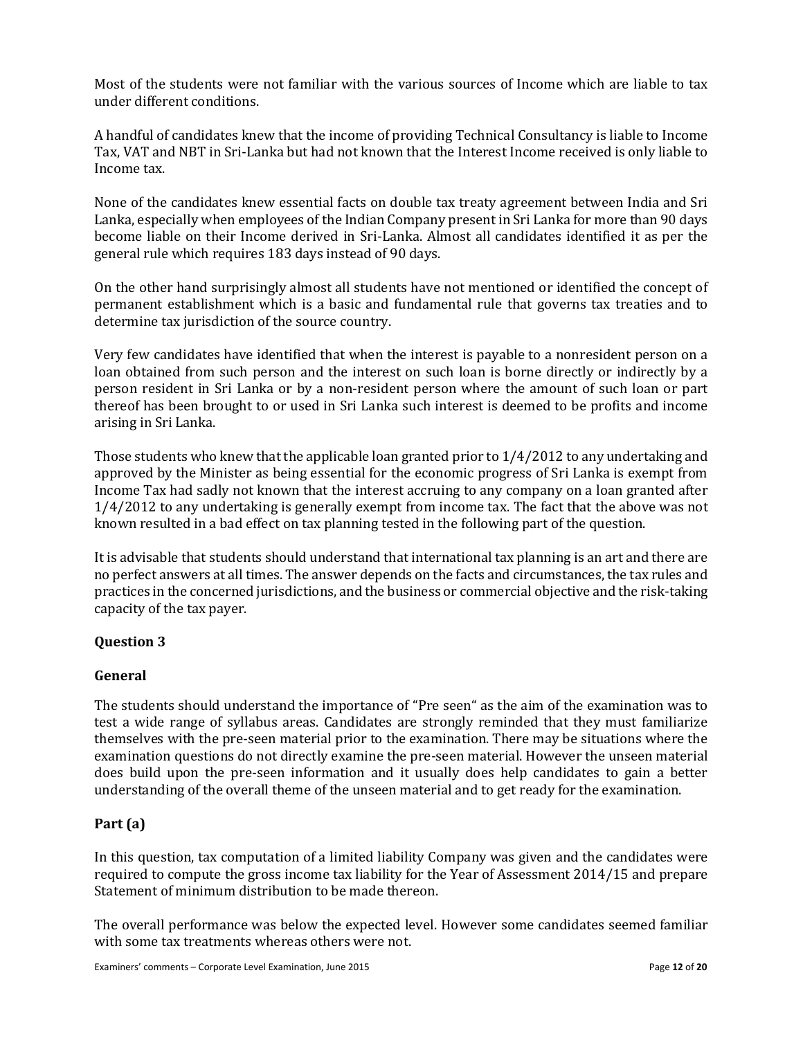Most of the students were not familiar with the various sources of Income which are liable to tax under different conditions.

A handful of candidates knew that the income of providing Technical Consultancy is liable to Income Tax, VAT and NBT in Sri-Lanka but had not known that the Interest Income received is only liable to Income tax.

None of the candidates knew essential facts on double tax treaty agreement between India and Sri Lanka, especially when employees of the Indian Company present in Sri Lanka for more than 90 days become liable on their Income derived in Sri-Lanka. Almost all candidates identified it as per the general rule which requires 183 days instead of 90 days.

On the other hand surprisingly almost all students have not mentioned or identified the concept of permanent establishment which is a basic and fundamental rule that governs tax treaties and to determine tax jurisdiction of the source country.

Very few candidates have identified that when the interest is payable to a nonresident person on a loan obtained from such person and the interest on such loan is borne directly or indirectly by a person resident in Sri Lanka or by a non-resident person where the amount of such loan or part thereof has been brought to or used in Sri Lanka such interest is deemed to be profits and income arising in Sri Lanka.

Those students who knew that the applicable loan granted prior to 1/4/2012 to any undertaking and approved by the Minister as being essential for the economic progress of Sri Lanka is exempt from Income Tax had sadly not known that the interest accruing to any company on a loan granted after 1/4/2012 to any undertaking is generally exempt from income tax. The fact that the above was not known resulted in a bad effect on tax planning tested in the following part of the question.

It is advisable that students should understand that international tax planning is an art and there are no perfect answers at all times. The answer depends on the facts and circumstances, the tax rules and practices in the concerned jurisdictions, and the business or commercial objective and the risk-taking capacity of the tax payer.

## Question 3

### General

The students should understand the importance of "Pre seen" as the aim of the examination was to test a wide range of syllabus areas. Candidates are strongly reminded that they must familiarize themselves with the pre-seen material prior to the examination. There may be situations where the examination questions do not directly examine the pre-seen material. However the unseen material does build upon the pre-seen information and it usually does help candidates to gain a better understanding of the overall theme of the unseen material and to get ready for the examination.

### Part (a)

In this question, tax computation of a limited liability Company was given and the candidates were required to compute the gross income tax liability for the Year of Assessment 2014/15 and prepare Statement of minimum distribution to be made thereon.

The overall performance was below the expected level. However some candidates seemed familiar with some tax treatments whereas others were not.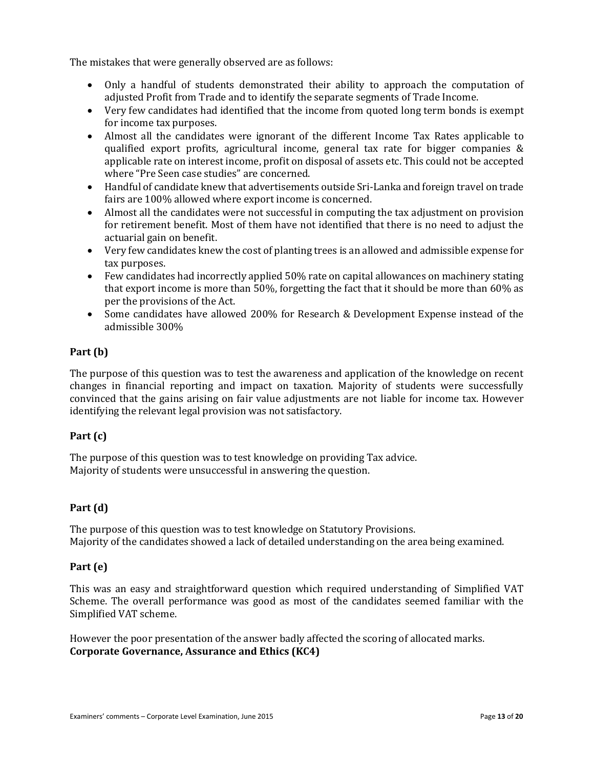The mistakes that were generally observed are as follows:

- Only a handful of students demonstrated their ability to approach the computation of adjusted Profit from Trade and to identify the separate segments of Trade Income.
- Very few candidates had identified that the income from quoted long term bonds is exempt for income tax purposes.
- Almost all the candidates were ignorant of the different Income Tax Rates applicable to qualified export profits, agricultural income, general tax rate for bigger companies & applicable rate on interest income, profit on disposal of assets etc. This could not be accepted where "Pre Seen case studies" are concerned.
- Handful of candidate knew that advertisements outside Sri-Lanka and foreign travel on trade fairs are 100% allowed where export income is concerned.
- Almost all the candidates were not successful in computing the tax adjustment on provision for retirement benefit. Most of them have not identified that there is no need to adjust the actuarial gain on benefit.
- Very few candidates knew the cost of planting trees is an allowed and admissible expense for tax purposes.
- Few candidates had incorrectly applied 50% rate on capital allowances on machinery stating that export income is more than 50%, forgetting the fact that it should be more than 60% as per the provisions of the Act.
- Some candidates have allowed 200% for Research & Development Expense instead of the admissible 300%

**Part (b)**

The purpose of this question was to test the awareness and application of the knowledge on recent changes in financial reporting and impact on taxation. Majority of students were successfully convinced that the gains arising on fair value adjustments are not liable for income tax. However identifying the relevant legal provision was not satisfactory.

**Part (c)**

The purpose of this question was to test knowledge on providing Tax advice.
Majority of students were unsuccessful in answering the question.

**Part (d)**

The purpose of this question was to test knowledge on Statutory Provisions.
Majority of the candidates showed a lack of detailed understanding on the area being examined.

**Part (e)**

This was an easy and straightforward question which required understanding of Simplified VAT Scheme. The overall performance was good as most of the candidates seemed familiar with the Simplified VAT scheme.

However the poor presentation of the answer badly affected the scoring of allocated marks.

**Corporate Governance, Assurance and Ethics (KC4)**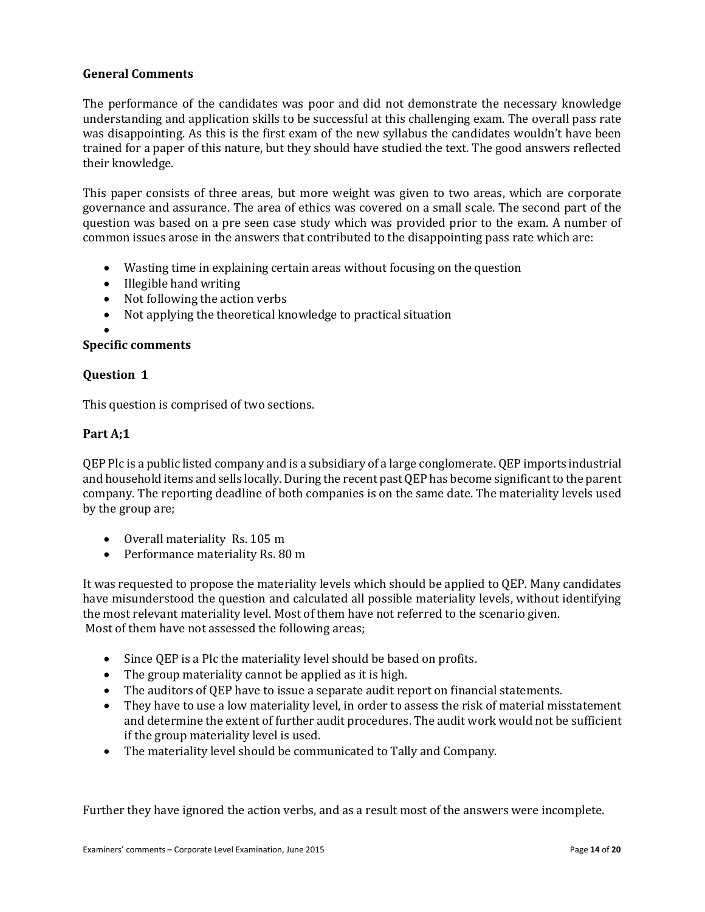**General Comments**

The performance of the candidates was poor and did not demonstrate the necessary knowledge understanding and application skills to be successful at this challenging exam. The overall pass rate was disappointing. As this is the first exam of the new syllabus the candidates wouldn't have been trained for a paper of this nature, but they should have studied the text. The good answers reflected their knowledge.

This paper consists of three areas, but more weight was given to two areas, which are corporate governance and assurance. The area of ethics was covered on a small scale. The second part of the question was based on a pre seen case study which was provided prior to the exam. A number of common issues arose in the answers that contributed to the disappointing pass rate which are:

- Wasting time in explaining certain areas without focusing on the question
- Illegible hand writing
- Not following the action verbs
- Not applying the theoretical knowledge to practical situation

**Specific comments**

**Question 1**

This question is comprised of two sections.

**Part A;1**

QEP Plc is a public listed company and is a subsidiary of a large conglomerate. QEP imports industrial and household items and sells locally. During the recent past QEP has become significant to the parent company. The reporting deadline of both companies is on the same date. The materiality levels used by the group are;

- Overall materiality Rs. 105 m
- Performance materiality Rs. 80 m

It was requested to propose the materiality levels which should be applied to QEP. Many candidates have misunderstood the question and calculated all possible materiality levels, without identifying the most relevant materiality level. Most of them have not referred to the scenario given.
Most of them have not assessed the following areas;

- Since QEP is a Plc the materiality level should be based on profits.
- The group materiality cannot be applied as it is high.
- The auditors of QEP have to issue a separate audit report on financial statements.
- They have to use a low materiality level, in order to assess the risk of material misstatement and determine the extent of further audit procedures. The audit work would not be sufficient if the group materiality level is used.
- The materiality level should be communicated to Tally and Company.

Further they have ignored the action verbs, and as a result most of the answers were incomplete.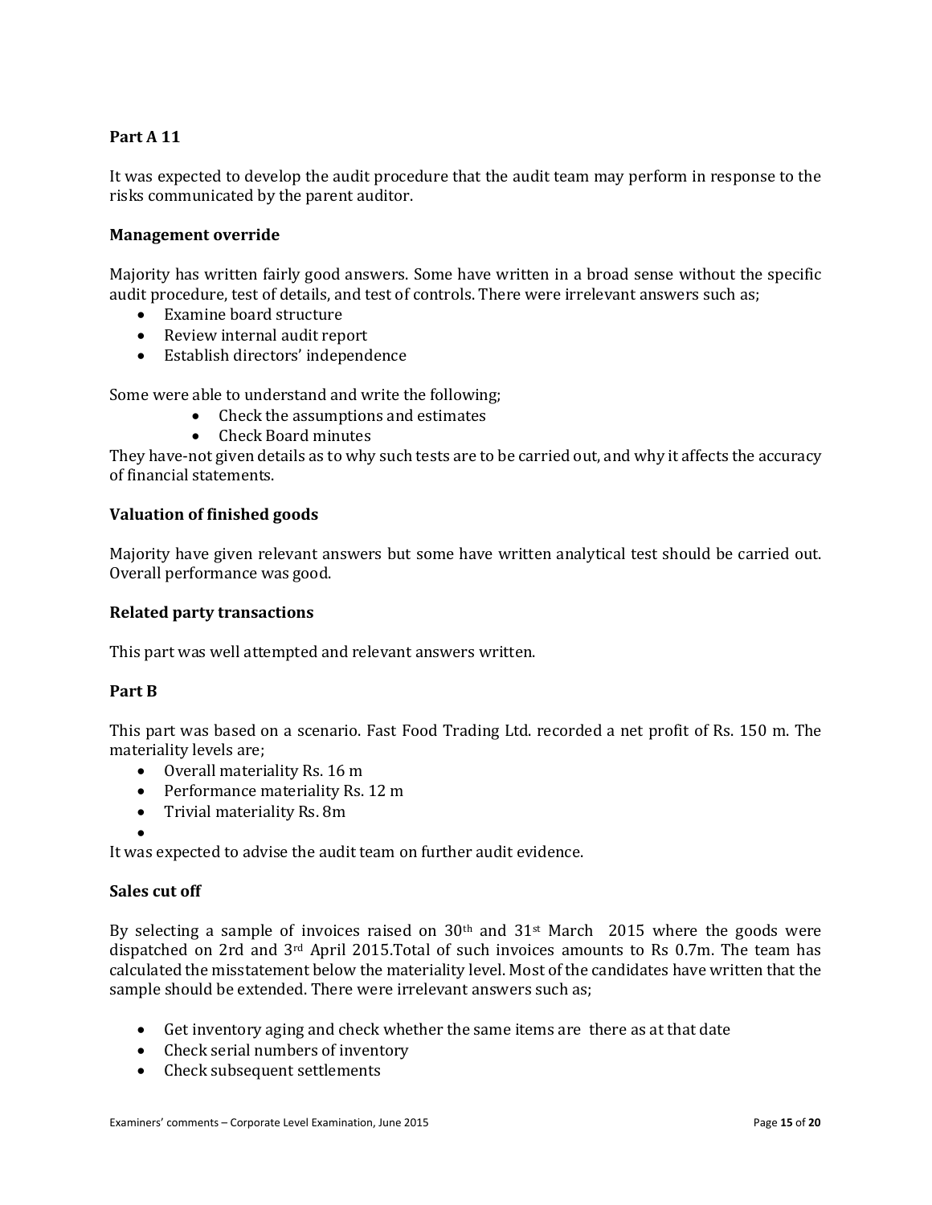**Part A 11**

It was expected to develop the audit procedure that the audit team may perform in response to the risks communicated by the parent auditor.

**Management override**

Majority has written fairly good answers. Some have written in a broad sense without the specific audit procedure, test of details, and test of controls. There were irrelevant answers such as;

- Examine board structure
- Review internal audit report
- Establish directors' independence

Some were able to understand and write the following;

- Check the assumptions and estimates
- Check Board minutes

They have-not given details as to why such tests are to be carried out, and why it affects the accuracy of financial statements.

**Valuation of finished goods**

Majority have given relevant answers but some have written analytical test should be carried out. Overall performance was good.

**Related party transactions**

This part was well attempted and relevant answers written.

**Part B**

This part was based on a scenario. Fast Food Trading Ltd. recorded a net profit of Rs. 150 m. The materiality levels are;

- Overall materiality Rs. 16 m
- Performance materiality Rs. 12 m
- Trivial materiality Rs. 8m

It was expected to advise the audit team on further audit evidence.

**Sales cut off**

By selecting a sample of invoices raised on 30th and 31st March 2015 where the goods were dispatched on 2rd and 3rd April 2015.Total of such invoices amounts to Rs 0.7m. The team has calculated the misstatement below the materiality level. Most of the candidates have written that the sample should be extended. There were irrelevant answers such as;

- Get inventory aging and check whether the same items are there as at that date
- Check serial numbers of inventory
- Check subsequent settlements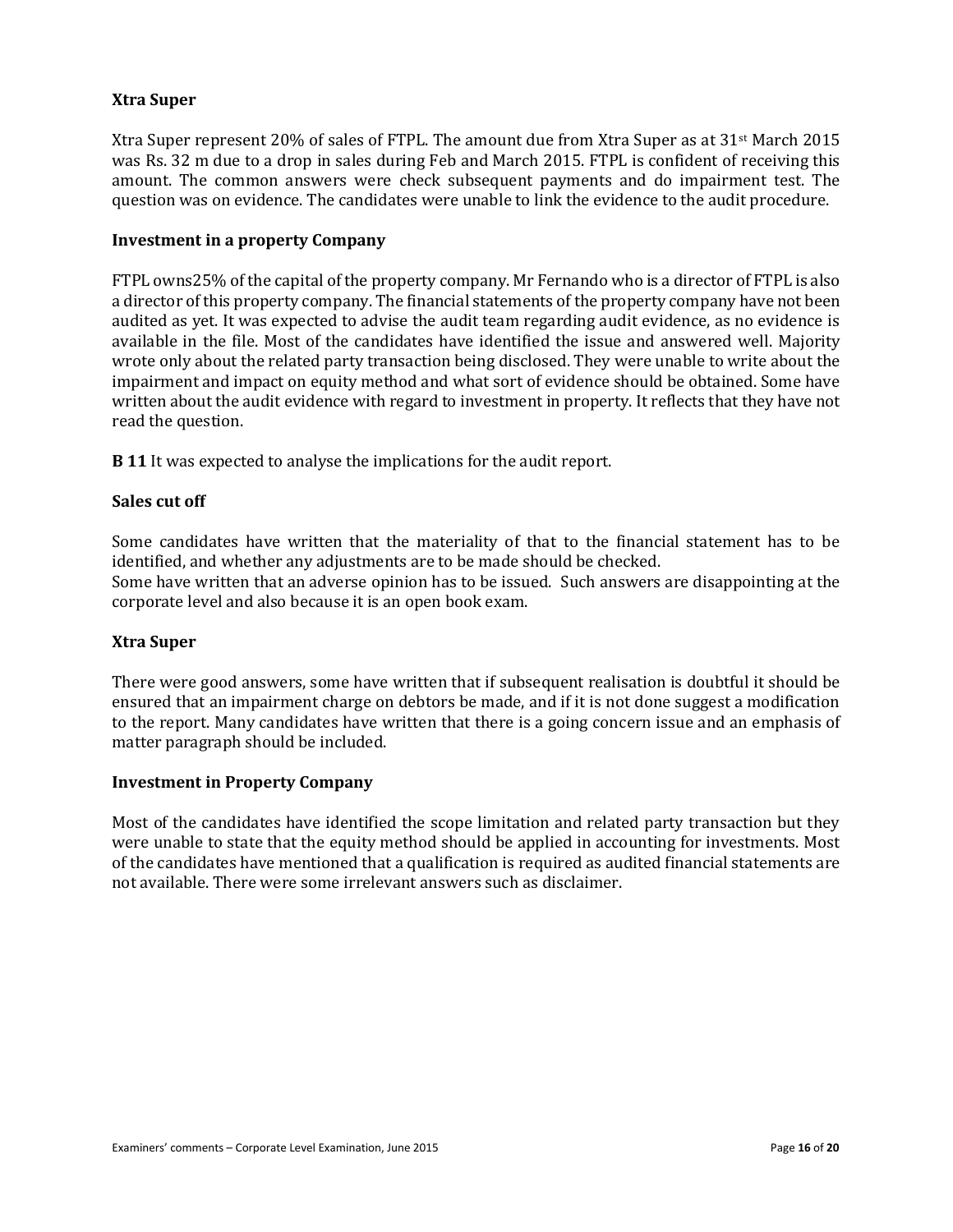**Xtra Super**

Xtra Super represent 20% of sales of FTPL. The amount due from Xtra Super as at 31st March 2015 was Rs. 32 m due to a drop in sales during Feb and March 2015. FTPL is confident of receiving this amount. The common answers were check subsequent payments and do impairment test. The question was on evidence. The candidates were unable to link the evidence to the audit procedure.

**Investment in a property Company**

FTPL owns25% of the capital of the property company. Mr Fernando who is a director of FTPL is also a director of this property company. The financial statements of the property company have not been audited as yet. It was expected to advise the audit team regarding audit evidence, as no evidence is available in the file. Most of the candidates have identified the issue and answered well. Majority wrote only about the related party transaction being disclosed. They were unable to write about the impairment and impact on equity method and what sort of evidence should be obtained. Some have written about the audit evidence with regard to investment in property. It reflects that they have not read the question.

**B 11** It was expected to analyse the implications for the audit report.

**Sales cut off**

Some candidates have written that the materiality of that to the financial statement has to be identified, and whether any adjustments are to be made should be checked.
Some have written that an adverse opinion has to be issued. Such answers are disappointing at the corporate level and also because it is an open book exam.

**Xtra Super**

There were good answers, some have written that if subsequent realisation is doubtful it should be ensured that an impairment charge on debtors be made, and if it is not done suggest a modification to the report. Many candidates have written that there is a going concern issue and an emphasis of matter paragraph should be included.

**Investment in Property Company**

Most of the candidates have identified the scope limitation and related party transaction but they were unable to state that the equity method should be applied in accounting for investments. Most of the candidates have mentioned that a qualification is required as audited financial statements are not available. There were some irrelevant answers such as disclaimer.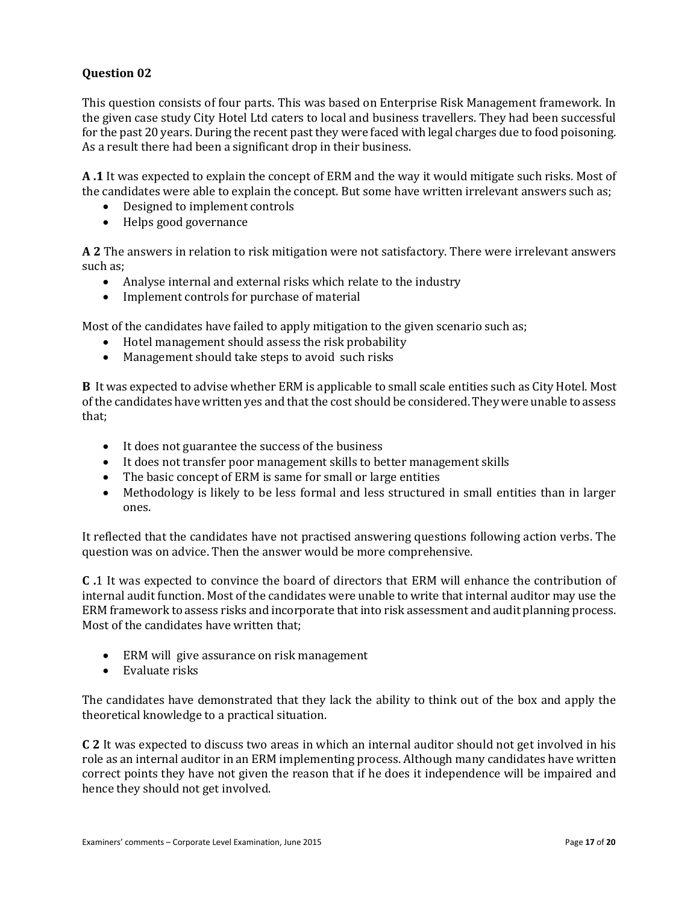**Question 02**

This question consists of four parts. This was based on Enterprise Risk Management framework. In the given case study City Hotel Ltd caters to local and business travellers. They had been successful for the past 20 years. During the recent past they were faced with legal charges due to food poisoning. As a result there had been a significant drop in their business.

**A .1** It was expected to explain the concept of ERM and the way it would mitigate such risks. Most of the candidates were able to explain the concept. But some have written irrelevant answers such as;

- Designed to implement controls
- Helps good governance

**A 2** The answers in relation to risk mitigation were not satisfactory. There were irrelevant answers such as;

- Analyse internal and external risks which relate to the industry
- Implement controls for purchase of material

Most of the candidates have failed to apply mitigation to the given scenario such as;

- Hotel management should assess the risk probability
- Management should take steps to avoid such risks

**B** It was expected to advise whether ERM is applicable to small scale entities such as City Hotel. Most of the candidates have written yes and that the cost should be considered. They were unable to assess that;

- It does not guarantee the success of the business
- It does not transfer poor management skills to better management skills
- The basic concept of ERM is same for small or large entities
- Methodology is likely to be less formal and less structured in small entities than in larger ones.

It reflected that the candidates have not practised answering questions following action verbs. The question was on advice. Then the answer would be more comprehensive.

**C .**1 It was expected to convince the board of directors that ERM will enhance the contribution of internal audit function. Most of the candidates were unable to write that internal auditor may use the ERM framework to assess risks and incorporate that into risk assessment and audit planning process. Most of the candidates have written that;

- ERM will give assurance on risk management
- Evaluate risks

The candidates have demonstrated that they lack the ability to think out of the box and apply the theoretical knowledge to a practical situation.

**C 2** It was expected to discuss two areas in which an internal auditor should not get involved in his role as an internal auditor in an ERM implementing process. Although many candidates have written correct points they have not given the reason that if he does it independence will be impaired and hence they should not get involved.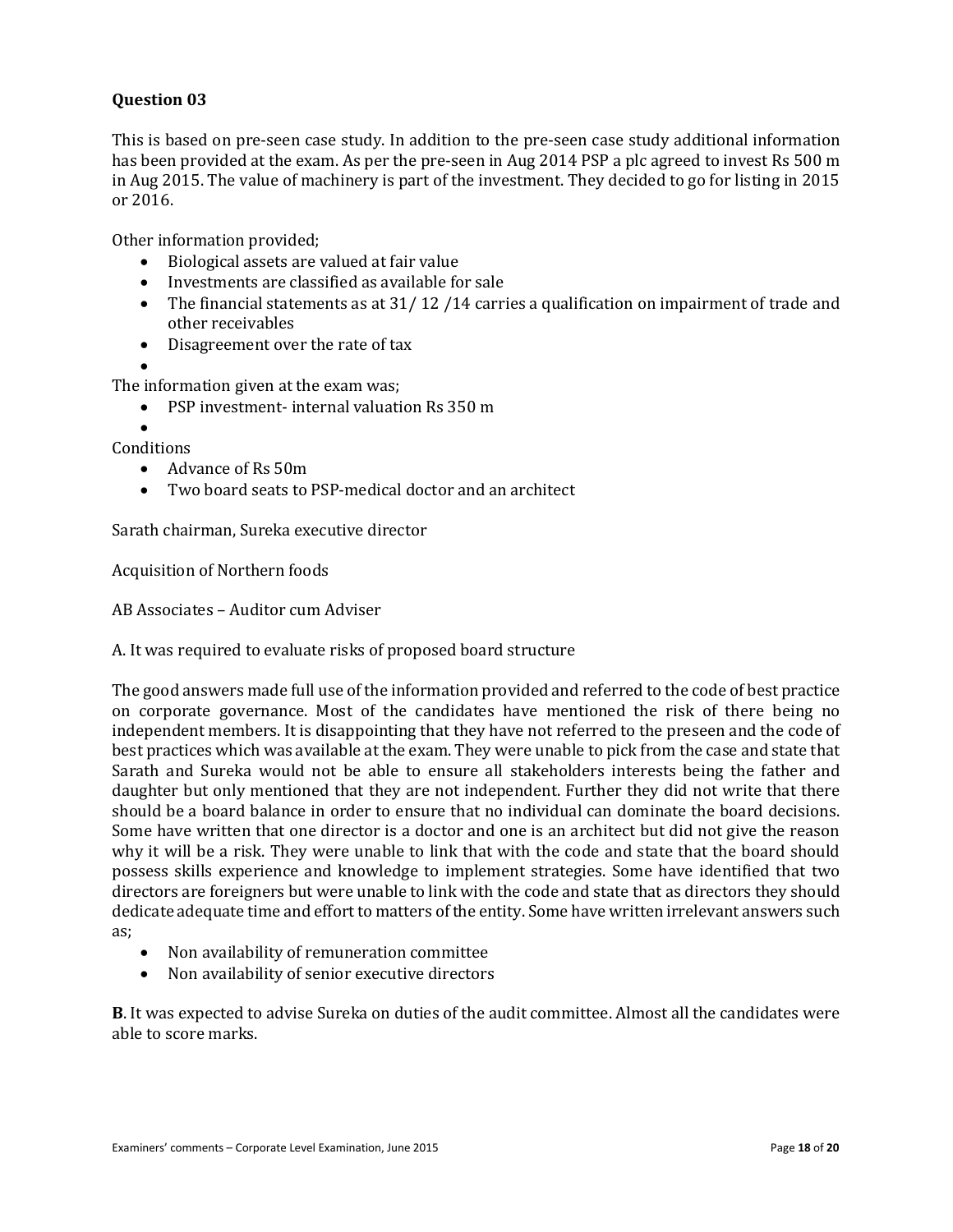**Question 03**

This is based on pre-seen case study. In addition to the pre-seen case study additional information has been provided at the exam. As per the pre-seen in Aug 2014 PSP a plc agreed to invest Rs 500 m in Aug 2015. The value of machinery is part of the investment. They decided to go for listing in 2015 or 2016.

Other information provided;

- Biological assets are valued at fair value
- Investments are classified as available for sale
- The financial statements as at 31/ 12 /14 carries a qualification on impairment of trade and other receivables
- Disagreement over the rate of tax
-

The information given at the exam was;

- PSP investment- internal valuation Rs 350 m
-

Conditions

- Advance of Rs 50m
- Two board seats to PSP-medical doctor and an architect

Sarath chairman, Sureka executive director

Acquisition of Northern foods

AB Associates – Auditor cum Adviser

A. It was required to evaluate risks of proposed board structure

The good answers made full use of the information provided and referred to the code of best practice on corporate governance. Most of the candidates have mentioned the risk of there being no independent members. It is disappointing that they have not referred to the preseen and the code of best practices which was available at the exam. They were unable to pick from the case and state that Sarath and Sureka would not be able to ensure all stakeholders interests being the father and daughter but only mentioned that they are not independent. Further they did not write that there should be a board balance in order to ensure that no individual can dominate the board decisions. Some have written that one director is a doctor and one is an architect but did not give the reason why it will be a risk. They were unable to link that with the code and state that the board should possess skills experience and knowledge to implement strategies. Some have identified that two directors are foreigners but were unable to link with the code and state that as directors they should dedicate adequate time and effort to matters of the entity. Some have written irrelevant answers such as;

- Non availability of remuneration committee
- Non availability of senior executive directors

**B**. It was expected to advise Sureka on duties of the audit committee. Almost all the candidates were able to score marks.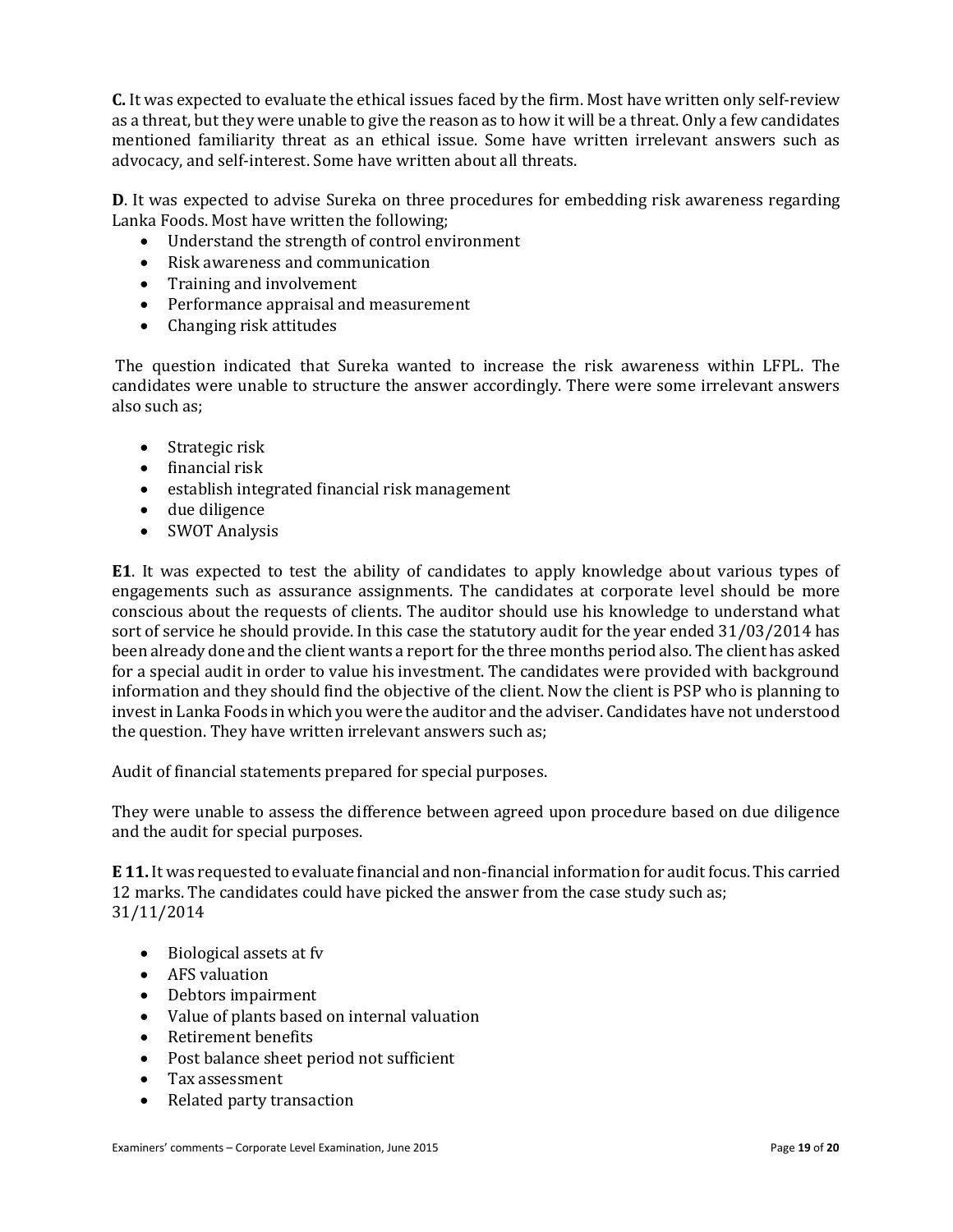**C.** It was expected to evaluate the ethical issues faced by the firm. Most have written only self-review as a threat, but they were unable to give the reason as to how it will be a threat. Only a few candidates mentioned familiarity threat as an ethical issue. Some have written irrelevant answers such as advocacy, and self-interest. Some have written about all threats.

**D**. It was expected to advise Sureka on three procedures for embedding risk awareness regarding Lanka Foods. Most have written the following;

- Understand the strength of control environment
- Risk awareness and communication
- Training and involvement
- Performance appraisal and measurement
- Changing risk attitudes

The question indicated that Sureka wanted to increase the risk awareness within LFPL. The candidates were unable to structure the answer accordingly. There were some irrelevant answers also such as;

- Strategic risk
- financial risk
- establish integrated financial risk management
- due diligence
- SWOT Analysis

**E1**. It was expected to test the ability of candidates to apply knowledge about various types of engagements such as assurance assignments. The candidates at corporate level should be more conscious about the requests of clients. The auditor should use his knowledge to understand what sort of service he should provide. In this case the statutory audit for the year ended 31/03/2014 has been already done and the client wants a report for the three months period also. The client has asked for a special audit in order to value his investment. The candidates were provided with background information and they should find the objective of the client. Now the client is PSP who is planning to invest in Lanka Foods in which you were the auditor and the adviser. Candidates have not understood the question. They have written irrelevant answers such as;

Audit of financial statements prepared for special purposes.

They were unable to assess the difference between agreed upon procedure based on due diligence and the audit for special purposes.

**E 11.** It was requested to evaluate financial and non-financial information for audit focus. This carried 12 marks. The candidates could have picked the answer from the case study such as;
31/11/2014

- Biological assets at fv
- AFS valuation
- Debtors impairment
- Value of plants based on internal valuation
- Retirement benefits
- Post balance sheet period not sufficient
- Tax assessment
- Related party transaction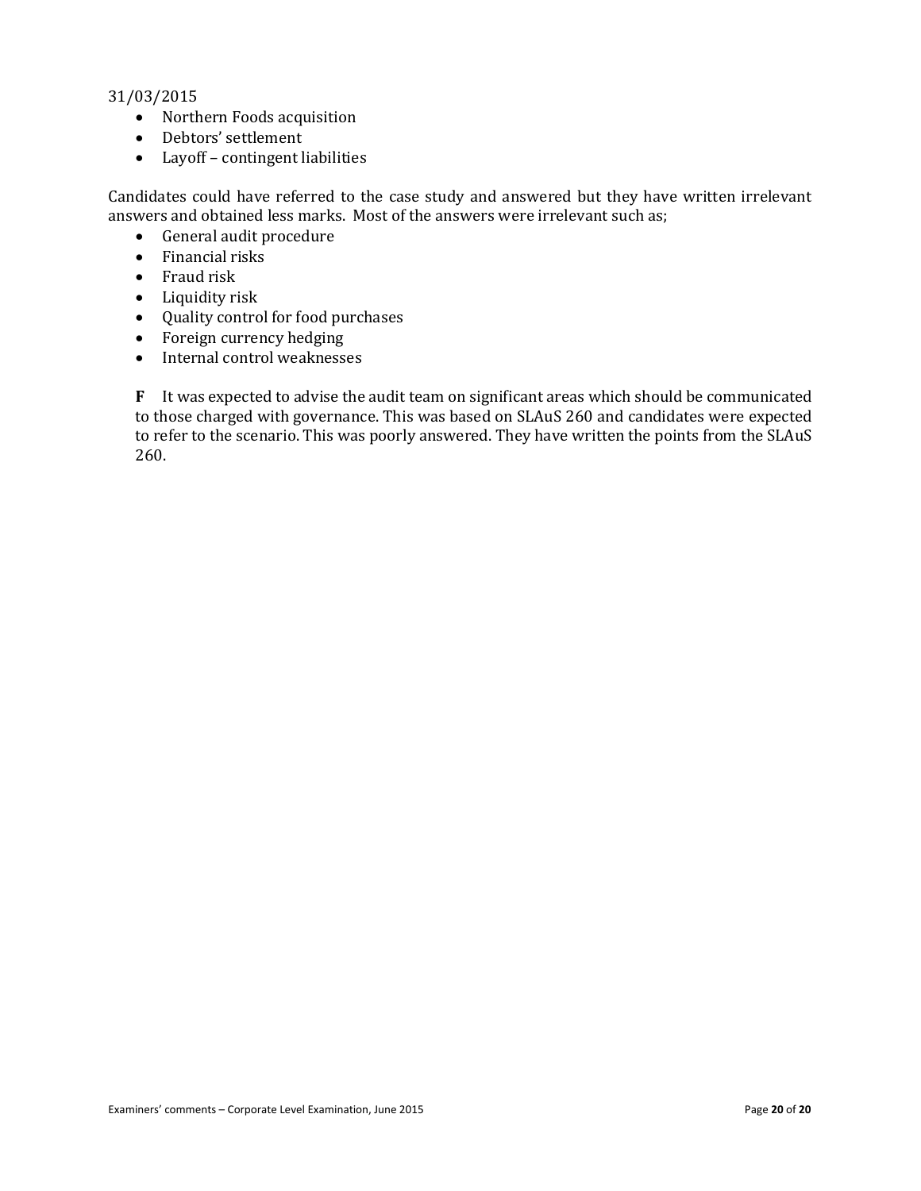31/03/2015

- Northern Foods acquisition
- Debtors' settlement
- Layoff – contingent liabilities

Candidates could have referred to the case study and answered but they have written irrelevant answers and obtained less marks. Most of the answers were irrelevant such as;

- General audit procedure
- Financial risks
- Fraud risk
- Liquidity risk
- Quality control for food purchases
- Foreign currency hedging
- Internal control weaknesses

**F** It was expected to advise the audit team on significant areas which should be communicated to those charged with governance. This was based on SLAuS 260 and candidates were expected to refer to the scenario. This was poorly answered. They have written the points from the SLAuS 260.